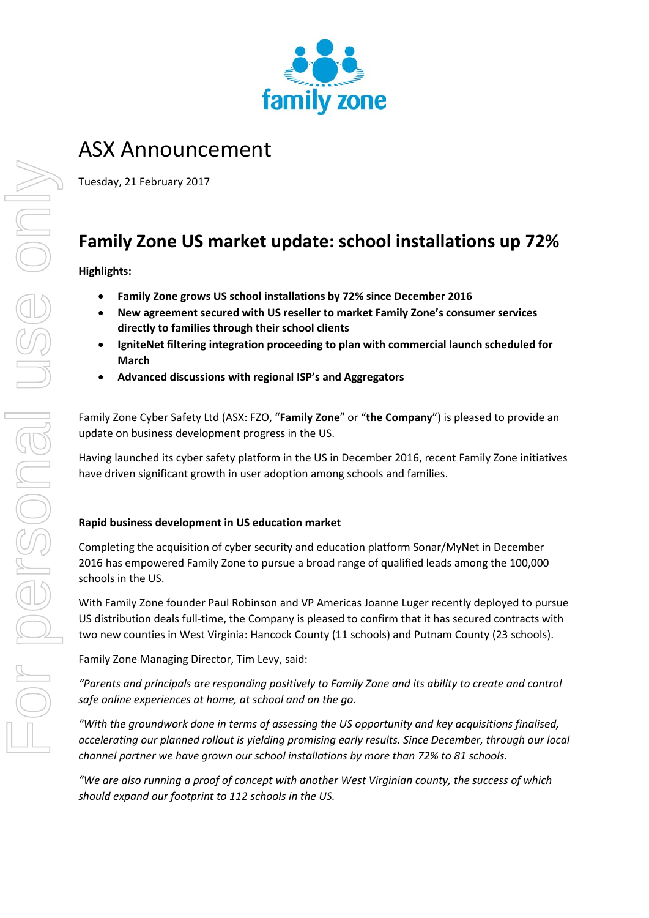family zone

# ASX Announcement

Tuesday, 21 February 2017

## Family Zone US market update: school installations up 72%

**Highlights:**

- **Family Zone grows US school installations by 72% since December 2016**
- **New agreement secured with US reseller to market Family Zone's consumer services directly to families through their school clients**
- **IgniteNet filtering integration proceeding to plan with commercial launch scheduled for March**
- **Advanced discussions with regional ISP's and Aggregators**

Family Zone Cyber Safety Ltd (ASX: FZO, "**Family Zone**" or "**the Company**") is pleased to provide an update on business development progress in the US.

Having launched its cyber safety platform in the US in December 2016, recent Family Zone initiatives have driven significant growth in user adoption among schools and families.

**Rapid business development in US education market**

Completing the acquisition of cyber security and education platform Sonar/MyNet in December 2016 has empowered Family Zone to pursue a broad range of qualified leads among the 100,000 schools in the US.

With Family Zone founder Paul Robinson and VP Americas Joanne Luger recently deployed to pursue US distribution deals full-time, the Company is pleased to confirm that it has secured contracts with two new counties in West Virginia: Hancock County (11 schools) and Putnam County (23 schools).

Family Zone Managing Director, Tim Levy, said:

*"Parents and principals are responding positively to Family Zone and its ability to create and control safe online experiences at home, at school and on the go.*

*"With the groundwork done in terms of assessing the US opportunity and key acquisitions finalised, accelerating our planned rollout is yielding promising early results. Since December, through our local channel partner we have grown our school installations by more than 72% to 81 schools.*

*"We are also running a proof of concept with another West Virginian county, the success of which should expand our footprint to 112 schools in the US.*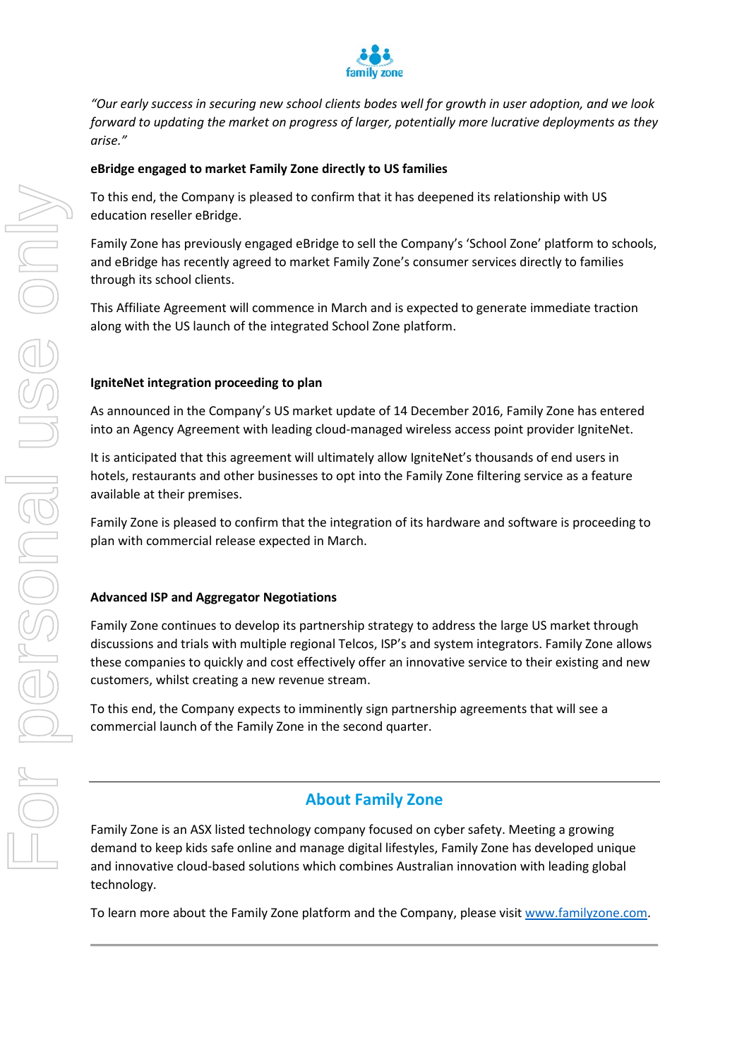*"Our early success in securing new school clients bodes well for growth in user adoption, and we look forward to updating the market on progress of larger, potentially more lucrative deployments as they arise."*

**eBridge engaged to market Family Zone directly to US families**

To this end, the Company is pleased to confirm that it has deepened its relationship with US education reseller eBridge.

Family Zone has previously engaged eBridge to sell the Company's 'School Zone' platform to schools, and eBridge has recently agreed to market Family Zone's consumer services directly to families through its school clients.

This Affiliate Agreement will commence in March and is expected to generate immediate traction along with the US launch of the integrated School Zone platform.

**IgniteNet integration proceeding to plan**

As announced in the Company's US market update of 14 December 2016, Family Zone has entered into an Agency Agreement with leading cloud-managed wireless access point provider IgniteNet.

It is anticipated that this agreement will ultimately allow IgniteNet's thousands of end users in hotels, restaurants and other businesses to opt into the Family Zone filtering service as a feature available at their premises.

Family Zone is pleased to confirm that the integration of its hardware and software is proceeding to plan with commercial release expected in March.

**Advanced ISP and Aggregator Negotiations**

Family Zone continues to develop its partnership strategy to address the large US market through discussions and trials with multiple regional Telcos, ISP's and system integrators. Family Zone allows these companies to quickly and cost effectively offer an innovative service to their existing and new customers, whilst creating a new revenue stream.

To this end, the Company expects to imminently sign partnership agreements that will see a commercial launch of the Family Zone in the second quarter.

---

## About Family Zone

Family Zone is an ASX listed technology company focused on cyber safety. Meeting a growing demand to keep kids safe online and manage digital lifestyles, Family Zone has developed unique and innovative cloud-based solutions which combines Australian innovation with leading global technology.

To learn more about the Family Zone platform and the Company, please visit [www.familyzone.com](www.familyzone.com).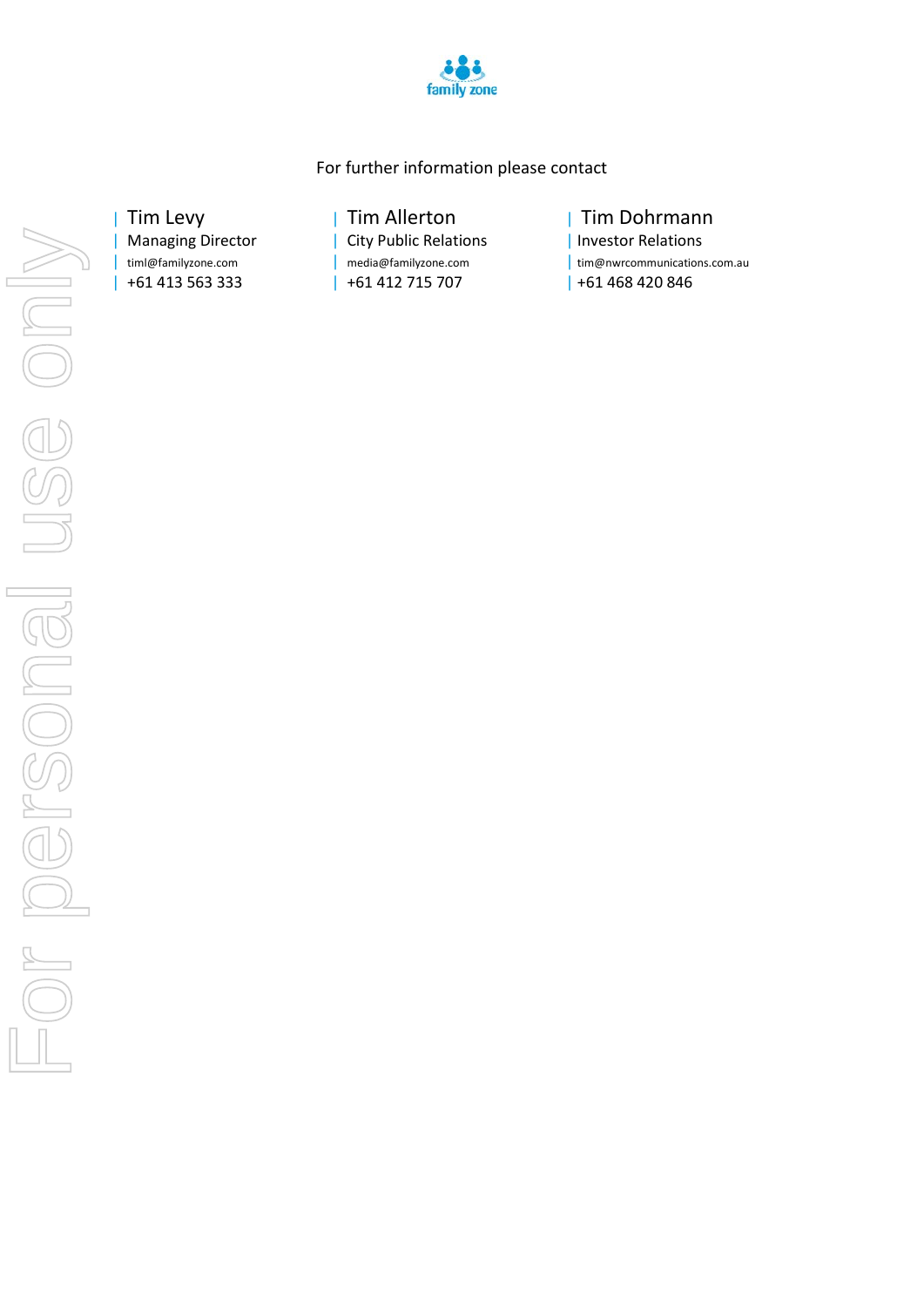family zone

For further information please contact

| Tim Levy | Tim Allerton | Tim Dohrmann |
|---|---|---|
| Managing Director | City Public Relations | Investor Relations |
| timl@familyzone.com | media@familyzone.com | tim@nwrcommunications.com.au |
| +61 413 563 333 | +61 412 715 707 | +61 468 420 846 |